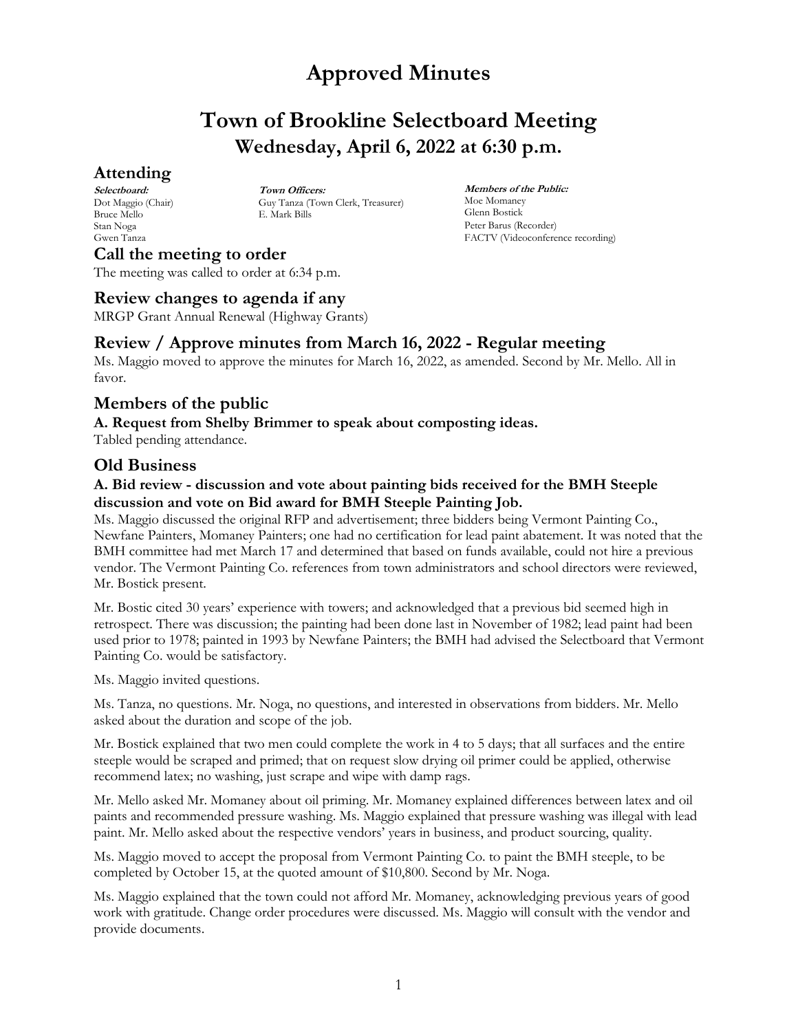# Approved Minutes

# Town of Brookline Selectboard Meeting

## Wednesday, April 6, 2022 at 6:30 p.m.

## Attending

***Selectboard:***
Dot Maggio (Chair)
Bruce Mello
Stan Noga
Gwen Tanza

***Town Officers:***
Guy Tanza (Town Clerk, Treasurer)
E. Mark Bills

***Members of the Public:***
Moe Momaney
Glenn Bostick
Peter Barus (Recorder)
FACTV (Videoconference recording)

## Call the meeting to order

The meeting was called to order at 6:34 p.m.

## Review changes to agenda if any

MRGP Grant Annual Renewal (Highway Grants)

## Review / Approve minutes from March 16, 2022 - Regular meeting

Ms. Maggio moved to approve the minutes for March 16, 2022, as amended. Second by Mr. Mello. All in favor.

## Members of the public

### A. Request from Shelby Brimmer to speak about composting ideas.

Tabled pending attendance.

## Old Business

### A. Bid review - discussion and vote about painting bids received for the BMH Steeple discussion and vote on Bid award for BMH Steeple Painting Job.

Ms. Maggio discussed the original RFP and advertisement; three bidders being Vermont Painting Co., Newfane Painters, Momaney Painters; one had no certification for lead paint abatement. It was noted that the BMH committee had met March 17 and determined that based on funds available, could not hire a previous vendor. The Vermont Painting Co. references from town administrators and school directors were reviewed, Mr. Bostick present.

Mr. Bostic cited 30 years' experience with towers; and acknowledged that a previous bid seemed high in retrospect. There was discussion; the painting had been done last in November of 1982; lead paint had been used prior to 1978; painted in 1993 by Newfane Painters; the BMH had advised the Selectboard that Vermont Painting Co. would be satisfactory.

Ms. Maggio invited questions.

Ms. Tanza, no questions. Mr. Noga, no questions, and interested in observations from bidders. Mr. Mello asked about the duration and scope of the job.

Mr. Bostick explained that two men could complete the work in 4 to 5 days; that all surfaces and the entire steeple would be scraped and primed; that on request slow drying oil primer could be applied, otherwise recommend latex; no washing, just scrape and wipe with damp rags.

Mr. Mello asked Mr. Momaney about oil priming. Mr. Momaney explained differences between latex and oil paints and recommended pressure washing. Ms. Maggio explained that pressure washing was illegal with lead paint. Mr. Mello asked about the respective vendors' years in business, and product sourcing, quality.

Ms. Maggio moved to accept the proposal from Vermont Painting Co. to paint the BMH steeple, to be completed by October 15, at the quoted amount of $10,800. Second by Mr. Noga.

Ms. Maggio explained that the town could not afford Mr. Momaney, acknowledging previous years of good work with gratitude. Change order procedures were discussed. Ms. Maggio will consult with the vendor and provide documents.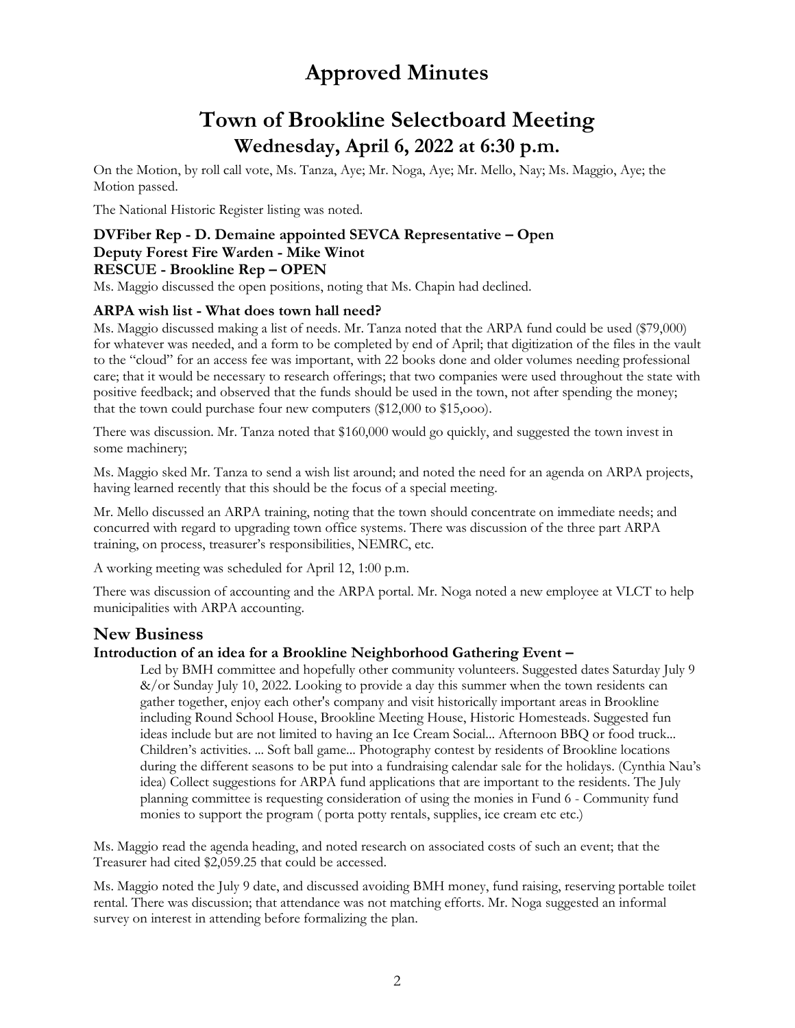# Approved Minutes

## Town of Brookline Selectboard Meeting

### Wednesday, April 6, 2022 at 6:30 p.m.

On the Motion, by roll call vote, Ms. Tanza, Aye; Mr. Noga, Aye; Mr. Mello, Nay; Ms. Maggio, Aye; the Motion passed.

The National Historic Register listing was noted.

**DVFiber Rep - D. Demaine appointed SEVCA Representative – Open**
**Deputy Forest Fire Warden - Mike Winot**
**RESCUE - Brookline Rep – OPEN**

Ms. Maggio discussed the open positions, noting that Ms. Chapin had declined.

**ARPA wish list - What does town hall need?**

Ms. Maggio discussed making a list of needs. Mr. Tanza noted that the ARPA fund could be used ($79,000) for whatever was needed, and a form to be completed by end of April; that digitization of the files in the vault to the "cloud" for an access fee was important, with 22 books done and older volumes needing professional care; that it would be necessary to research offerings; that two companies were used throughout the state with positive feedback; and observed that the funds should be used in the town, not after spending the money; that the town could purchase four new computers ($12,000 to $15,ooo).

There was discussion. Mr. Tanza noted that $160,000 would go quickly, and suggested the town invest in some machinery;

Ms. Maggio sked Mr. Tanza to send a wish list around; and noted the need for an agenda on ARPA projects, having learned recently that this should be the focus of a special meeting.

Mr. Mello discussed an ARPA training, noting that the town should concentrate on immediate needs; and concurred with regard to upgrading town office systems. There was discussion of the three part ARPA training, on process, treasurer's responsibilities, NEMRC, etc.

A working meeting was scheduled for April 12, 1:00 p.m.

There was discussion of accounting and the ARPA portal. Mr. Noga noted a new employee at VLCT to help municipalities with ARPA accounting.

## New Business

**Introduction of an idea for a Brookline Neighborhood Gathering Event –**

> Led by BMH committee and hopefully other community volunteers. Suggested dates Saturday July 9 &/or Sunday July 10, 2022. Looking to provide a day this summer when the town residents can gather together, enjoy each other's company and visit historically important areas in Brookline including Round School House, Brookline Meeting House, Historic Homesteads. Suggested fun ideas include but are not limited to having an Ice Cream Social... Afternoon BBQ or food truck... Children's activities. ... Soft ball game... Photography contest by residents of Brookline locations during the different seasons to be put into a fundraising calendar sale for the holidays. (Cynthia Nau's idea) Collect suggestions for ARPA fund applications that are important to the residents. The July planning committee is requesting consideration of using the monies in Fund 6 - Community fund monies to support the program ( porta potty rentals, supplies, ice cream etc etc.)

Ms. Maggio read the agenda heading, and noted research on associated costs of such an event; that the Treasurer had cited $2,059.25 that could be accessed.

Ms. Maggio noted the July 9 date, and discussed avoiding BMH money, fund raising, reserving portable toilet rental. There was discussion; that attendance was not matching efforts. Mr. Noga suggested an informal survey on interest in attending before formalizing the plan.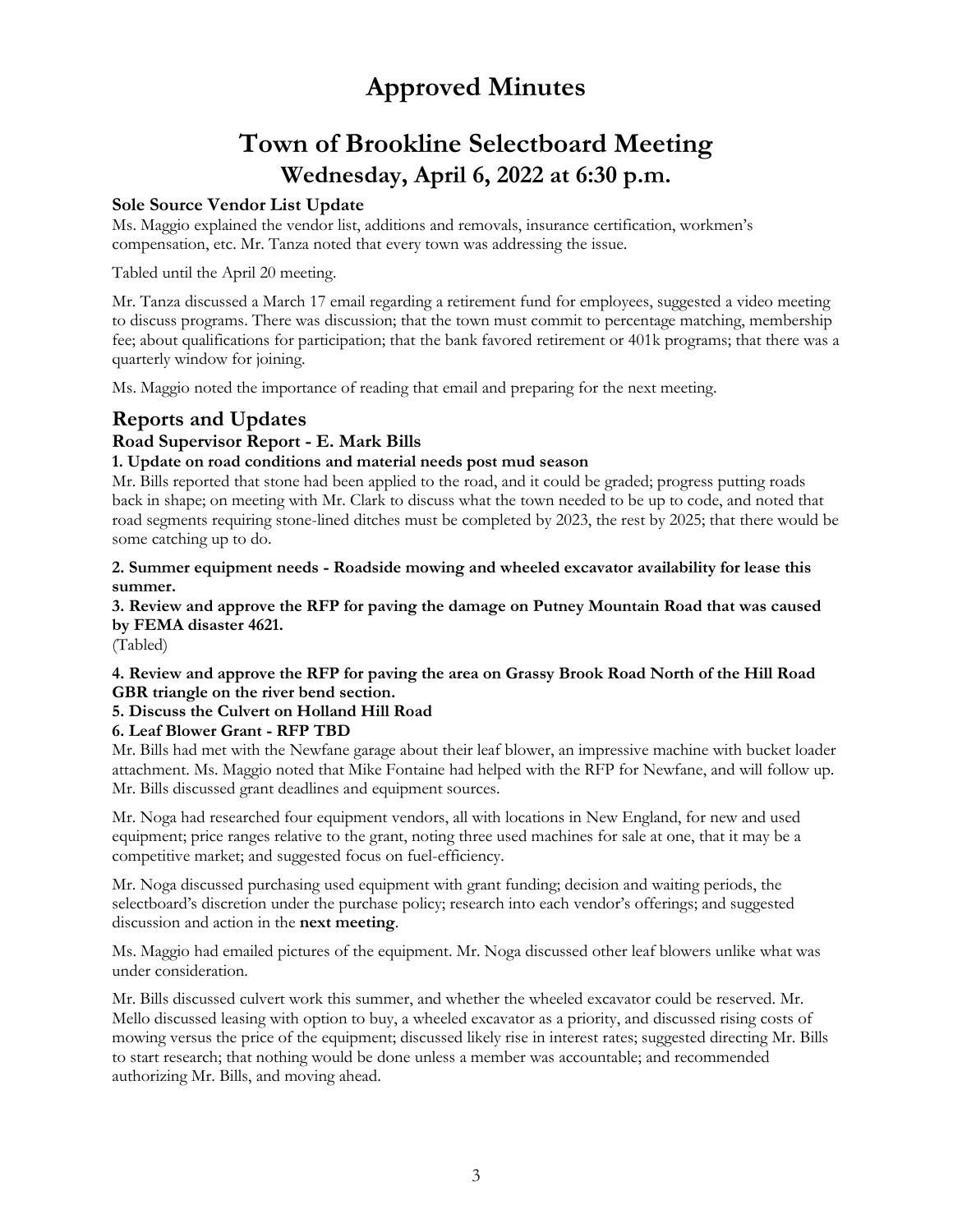# Approved Minutes

# Town of Brookline Selectboard Meeting

## Wednesday, April 6, 2022 at 6:30 p.m.

**Sole Source Vendor List Update**

Ms. Maggio explained the vendor list, additions and removals, insurance certification, workmen's compensation, etc. Mr. Tanza noted that every town was addressing the issue.

Tabled until the April 20 meeting.

Mr. Tanza discussed a March 17 email regarding a retirement fund for employees, suggested a video meeting to discuss programs. There was discussion; that the town must commit to percentage matching, membership fee; about qualifications for participation; that the bank favored retirement or 401k programs; that there was a quarterly window for joining.

Ms. Maggio noted the importance of reading that email and preparing for the next meeting.

## Reports and Updates

**Road Supervisor Report - E. Mark Bills**

**1. Update on road conditions and material needs post mud season**

Mr. Bills reported that stone had been applied to the road, and it could be graded; progress putting roads back in shape; on meeting with Mr. Clark to discuss what the town needed to be up to code, and noted that road segments requiring stone-lined ditches must be completed by 2023, the rest by 2025; that there would be some catching up to do.

**2. Summer equipment needs - Roadside mowing and wheeled excavator availability for lease this summer.**

**3. Review and approve the RFP for paving the damage on Putney Mountain Road that was caused by FEMA disaster 4621.**

(Tabled)

**4. Review and approve the RFP for paving the area on Grassy Brook Road North of the Hill Road GBR triangle on the river bend section.**

**5. Discuss the Culvert on Holland Hill Road**

**6. Leaf Blower Grant - RFP TBD**

Mr. Bills had met with the Newfane garage about their leaf blower, an impressive machine with bucket loader attachment. Ms. Maggio noted that Mike Fontaine had helped with the RFP for Newfane, and will follow up. Mr. Bills discussed grant deadlines and equipment sources.

Mr. Noga had researched four equipment vendors, all with locations in New England, for new and used equipment; price ranges relative to the grant, noting three used machines for sale at one, that it may be a competitive market; and suggested focus on fuel-efficiency.

Mr. Noga discussed purchasing used equipment with grant funding; decision and waiting periods, the selectboard's discretion under the purchase policy; research into each vendor's offerings; and suggested discussion and action in the **next meeting**.

Ms. Maggio had emailed pictures of the equipment. Mr. Noga discussed other leaf blowers unlike what was under consideration.

Mr. Bills discussed culvert work this summer, and whether the wheeled excavator could be reserved. Mr. Mello discussed leasing with option to buy, a wheeled excavator as a priority, and discussed rising costs of mowing versus the price of the equipment; discussed likely rise in interest rates; suggested directing Mr. Bills to start research; that nothing would be done unless a member was accountable; and recommended authorizing Mr. Bills, and moving ahead.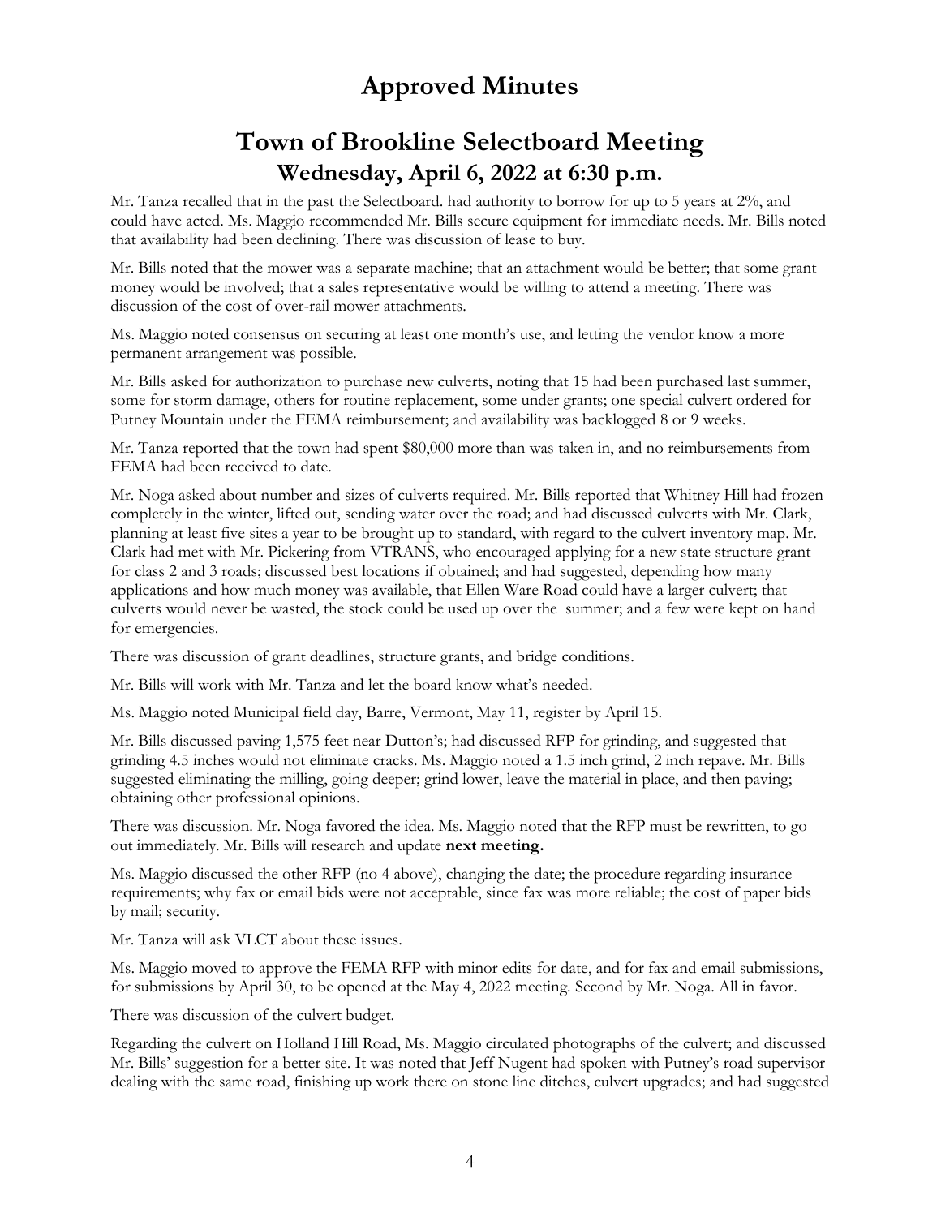# Approved Minutes

# Town of Brookline Selectboard Meeting
## Wednesday, April 6, 2022 at 6:30 p.m.

Mr. Tanza recalled that in the past the Selectboard. had authority to borrow for up to 5 years at 2%, and could have acted. Ms. Maggio recommended Mr. Bills secure equipment for immediate needs. Mr. Bills noted that availability had been declining. There was discussion of lease to buy.

Mr. Bills noted that the mower was a separate machine; that an attachment would be better; that some grant money would be involved; that a sales representative would be willing to attend a meeting. There was discussion of the cost of over-rail mower attachments.

Ms. Maggio noted consensus on securing at least one month's use, and letting the vendor know a more permanent arrangement was possible.

Mr. Bills asked for authorization to purchase new culverts, noting that 15 had been purchased last summer, some for storm damage, others for routine replacement, some under grants; one special culvert ordered for Putney Mountain under the FEMA reimbursement; and availability was backlogged 8 or 9 weeks.

Mr. Tanza reported that the town had spent $80,000 more than was taken in, and no reimbursements from FEMA had been received to date.

Mr. Noga asked about number and sizes of culverts required. Mr. Bills reported that Whitney Hill had frozen completely in the winter, lifted out, sending water over the road; and had discussed culverts with Mr. Clark, planning at least five sites a year to be brought up to standard, with regard to the culvert inventory map. Mr. Clark had met with Mr. Pickering from VTRANS, who encouraged applying for a new state structure grant for class 2 and 3 roads; discussed best locations if obtained; and had suggested, depending how many applications and how much money was available, that Ellen Ware Road could have a larger culvert; that culverts would never be wasted, the stock could be used up over the summer; and a few were kept on hand for emergencies.

There was discussion of grant deadlines, structure grants, and bridge conditions.

Mr. Bills will work with Mr. Tanza and let the board know what's needed.

Ms. Maggio noted Municipal field day, Barre, Vermont, May 11, register by April 15.

Mr. Bills discussed paving 1,575 feet near Dutton's; had discussed RFP for grinding, and suggested that grinding 4.5 inches would not eliminate cracks. Ms. Maggio noted a 1.5 inch grind, 2 inch repave. Mr. Bills suggested eliminating the milling, going deeper; grind lower, leave the material in place, and then paving; obtaining other professional opinions.

There was discussion. Mr. Noga favored the idea. Ms. Maggio noted that the RFP must be rewritten, to go out immediately. Mr. Bills will research and update **next meeting.**

Ms. Maggio discussed the other RFP (no 4 above), changing the date; the procedure regarding insurance requirements; why fax or email bids were not acceptable, since fax was more reliable; the cost of paper bids by mail; security.

Mr. Tanza will ask VLCT about these issues.

Ms. Maggio moved to approve the FEMA RFP with minor edits for date, and for fax and email submissions, for submissions by April 30, to be opened at the May 4, 2022 meeting. Second by Mr. Noga. All in favor.

There was discussion of the culvert budget.

Regarding the culvert on Holland Hill Road, Ms. Maggio circulated photographs of the culvert; and discussed Mr. Bills' suggestion for a better site. It was noted that Jeff Nugent had spoken with Putney's road supervisor dealing with the same road, finishing up work there on stone line ditches, culvert upgrades; and had suggested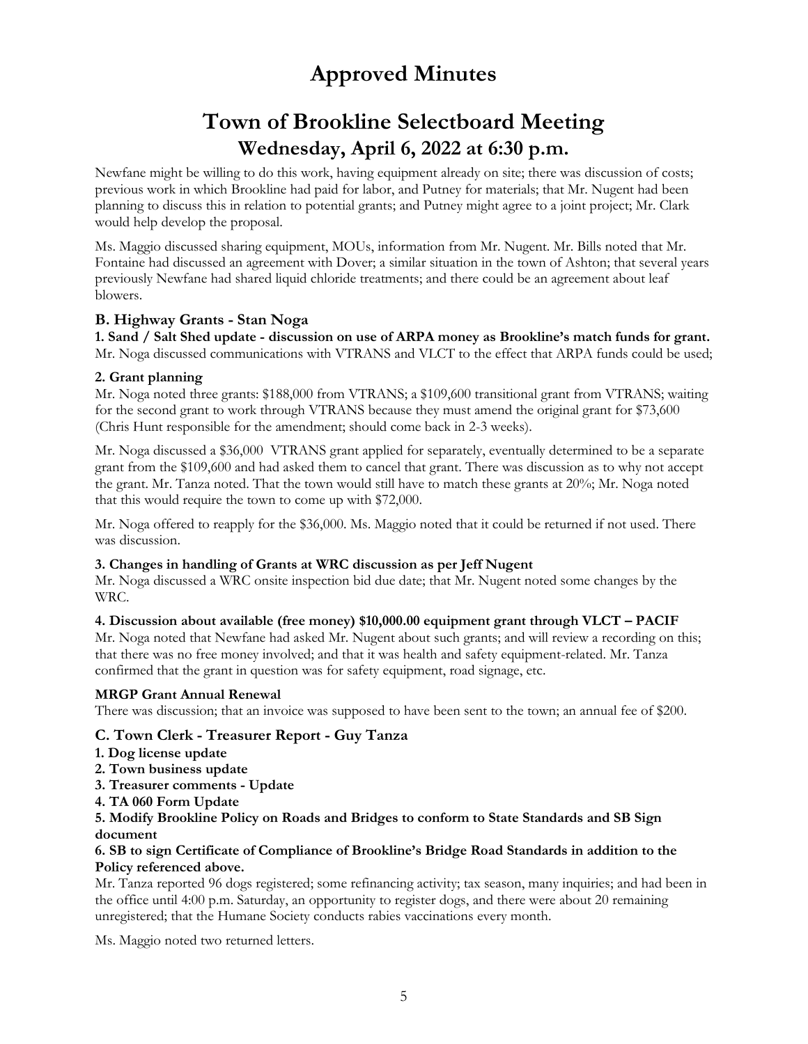# Approved Minutes

# Town of Brookline Selectboard Meeting

## Wednesday, April 6, 2022 at 6:30 p.m.

Newfane might be willing to do this work, having equipment already on site; there was discussion of costs; previous work in which Brookline had paid for labor, and Putney for materials; that Mr. Nugent had been planning to discuss this in relation to potential grants; and Putney might agree to a joint project; Mr. Clark would help develop the proposal.

Ms. Maggio discussed sharing equipment, MOUs, information from Mr. Nugent. Mr. Bills noted that Mr. Fontaine had discussed an agreement with Dover; a similar situation in the town of Ashton; that several years previously Newfane had shared liquid chloride treatments; and there could be an agreement about leaf blowers.

### B. Highway Grants - Stan Noga

**1. Sand / Salt Shed update - discussion on use of ARPA money as Brookline's match funds for grant.**
Mr. Noga discussed communications with VTRANS and VLCT to the effect that ARPA funds could be used;

**2. Grant planning**
Mr. Noga noted three grants: $188,000 from VTRANS; a $109,600 transitional grant from VTRANS; waiting for the second grant to work through VTRANS because they must amend the original grant for $73,600 (Chris Hunt responsible for the amendment; should come back in 2-3 weeks).

Mr. Noga discussed a $36,000 VTRANS grant applied for separately, eventually determined to be a separate grant from the $109,600 and had asked them to cancel that grant. There was discussion as to why not accept the grant. Mr. Tanza noted. That the town would still have to match these grants at 20%; Mr. Noga noted that this would require the town to come up with $72,000.

Mr. Noga offered to reapply for the $36,000. Ms. Maggio noted that it could be returned if not used. There was discussion.

**3. Changes in handling of Grants at WRC discussion as per Jeff Nugent**
Mr. Noga discussed a WRC onsite inspection bid due date; that Mr. Nugent noted some changes by the WRC.

**4. Discussion about available (free money) $10,000.00 equipment grant through VLCT – PACIF**
Mr. Noga noted that Newfane had asked Mr. Nugent about such grants; and will review a recording on this; that there was no free money involved; and that it was health and safety equipment-related. Mr. Tanza confirmed that the grant in question was for safety equipment, road signage, etc.

**MRGP Grant Annual Renewal**
There was discussion; that an invoice was supposed to have been sent to the town; an annual fee of $200.

### C. Town Clerk - Treasurer Report - Guy Tanza

**1. Dog license update**
**2. Town business update**
**3. Treasurer comments - Update**
**4. TA 060 Form Update**
**5. Modify Brookline Policy on Roads and Bridges to conform to State Standards and SB Sign document**
**6. SB to sign Certificate of Compliance of Brookline's Bridge Road Standards in addition to the Policy referenced above.**

Mr. Tanza reported 96 dogs registered; some refinancing activity; tax season, many inquiries; and had been in the office until 4:00 p.m. Saturday, an opportunity to register dogs, and there were about 20 remaining unregistered; that the Humane Society conducts rabies vaccinations every month.

Ms. Maggio noted two returned letters.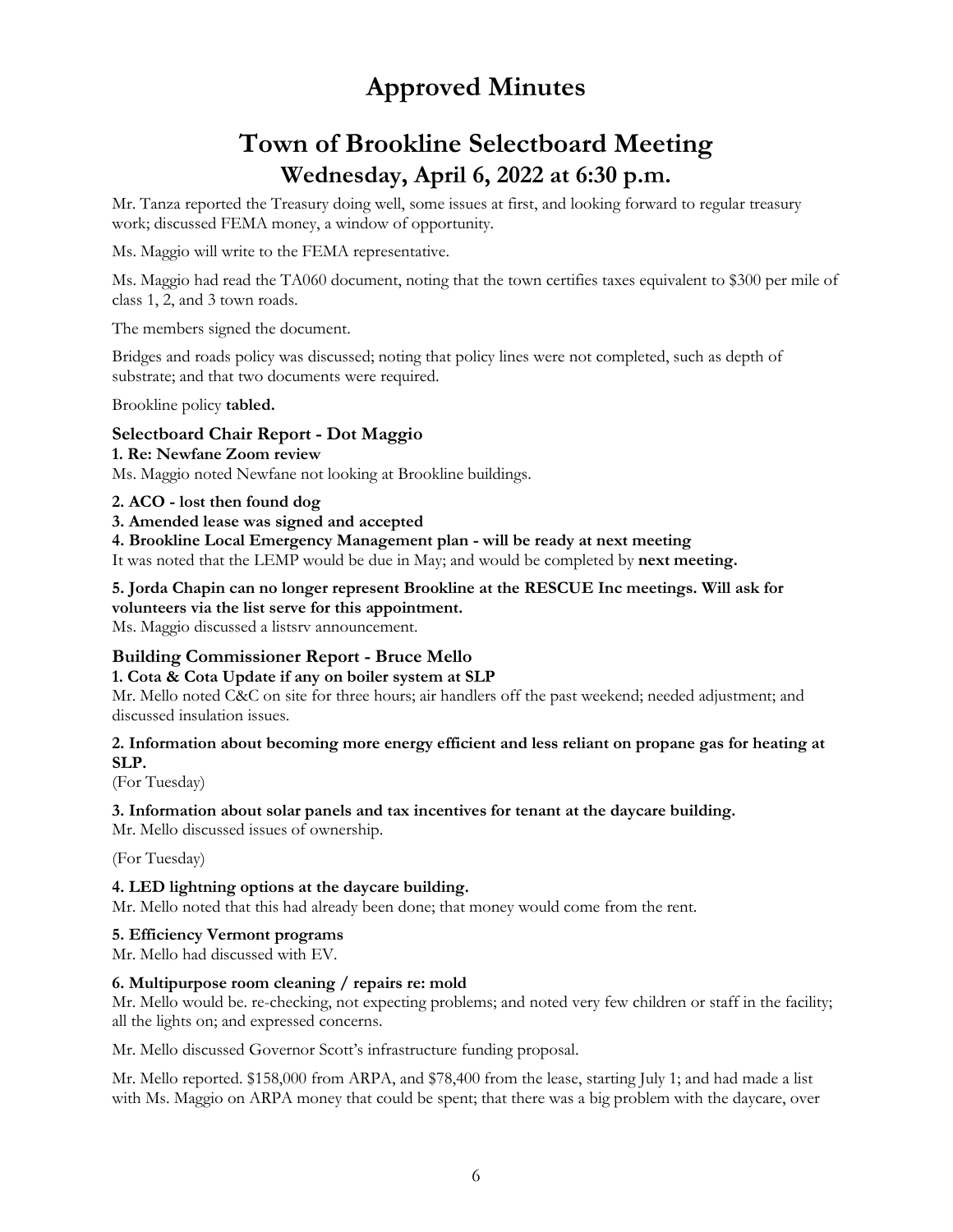# Approved Minutes

# Town of Brookline Selectboard Meeting

## Wednesday, April 6, 2022 at 6:30 p.m.

Mr. Tanza reported the Treasury doing well, some issues at first, and looking forward to regular treasury work; discussed FEMA money, a window of opportunity.

Ms. Maggio will write to the FEMA representative.

Ms. Maggio had read the TA060 document, noting that the town certifies taxes equivalent to $300 per mile of class 1, 2, and 3 town roads.

The members signed the document.

Bridges and roads policy was discussed; noting that policy lines were not completed, such as depth of substrate; and that two documents were required.

Brookline policy **tabled.**

### Selectboard Chair Report - Dot Maggio

**1. Re: Newfane Zoom review**

Ms. Maggio noted Newfane not looking at Brookline buildings.

**2. ACO - lost then found dog**

**3. Amended lease was signed and accepted**

**4. Brookline Local Emergency Management plan - will be ready at next meeting**

It was noted that the LEMP would be due in May; and would be completed by **next meeting.**

**5. Jorda Chapin can no longer represent Brookline at the RESCUE Inc meetings. Will ask for volunteers via the list serve for this appointment.**

Ms. Maggio discussed a listsrv announcement.

### Building Commissioner Report - Bruce Mello

**1. Cota & Cota Update if any on boiler system at SLP**

Mr. Mello noted C&C on site for three hours; air handlers off the past weekend; needed adjustment; and discussed insulation issues.

**2. Information about becoming more energy efficient and less reliant on propane gas for heating at SLP.**

(For Tuesday)

**3. Information about solar panels and tax incentives for tenant at the daycare building.**

Mr. Mello discussed issues of ownership.

(For Tuesday)

**4. LED lightning options at the daycare building.**

Mr. Mello noted that this had already been done; that money would come from the rent.

**5. Efficiency Vermont programs**

Mr. Mello had discussed with EV.

**6. Multipurpose room cleaning / repairs re: mold**

Mr. Mello would be. re-checking, not expecting problems; and noted very few children or staff in the facility; all the lights on; and expressed concerns.

Mr. Mello discussed Governor Scott's infrastructure funding proposal.

Mr. Mello reported. $158,000 from ARPA, and $78,400 from the lease, starting July 1; and had made a list with Ms. Maggio on ARPA money that could be spent; that there was a big problem with the daycare, over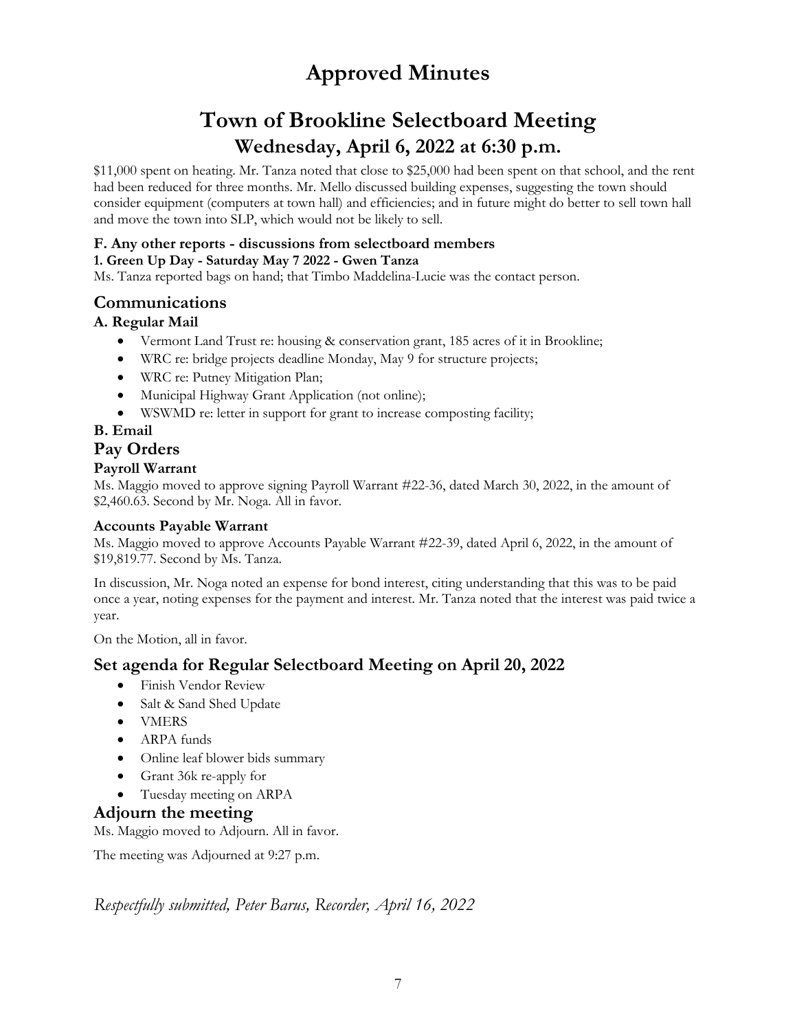# Approved Minutes

# Town of Brookline Selectboard Meeting

## Wednesday, April 6, 2022 at 6:30 p.m.

$11,000 spent on heating. Mr. Tanza noted that close to $25,000 had been spent on that school, and the rent had been reduced for three months. Mr. Mello discussed building expenses, suggesting the town should consider equipment (computers at town hall) and efficiencies; and in future might do better to sell town hall and move the town into SLP, which would not be likely to sell.

#### F. Any other reports - discussions from selectboard members

**1. Green Up Day - Saturday May 7 2022 - Gwen Tanza**

Ms. Tanza reported bags on hand; that Timbo Maddelina-Lucie was the contact person.

## Communications

### A. Regular Mail

- Vermont Land Trust re: housing & conservation grant, 185 acres of it in Brookline;
- WRC re: bridge projects deadline Monday, May 9 for structure projects;
- WRC re: Putney Mitigation Plan;
- Municipal Highway Grant Application (not online);
- WSWMD re: letter in support for grant to increase composting facility;

### B. Email

## Pay Orders

### Payroll Warrant

Ms. Maggio moved to approve signing Payroll Warrant #22-36, dated March 30, 2022, in the amount of $2,460.63. Second by Mr. Noga. All in favor.

### Accounts Payable Warrant

Ms. Maggio moved to approve Accounts Payable Warrant #22-39, dated April 6, 2022, in the amount of $19,819.77. Second by Ms. Tanza.

In discussion, Mr. Noga noted an expense for bond interest, citing understanding that this was to be paid once a year, noting expenses for the payment and interest. Mr. Tanza noted that the interest was paid twice a year.

On the Motion, all in favor.

## Set agenda for Regular Selectboard Meeting on April 20, 2022

- Finish Vendor Review
- Salt & Sand Shed Update
- VMERS
- ARPA funds
- Online leaf blower bids summary
- Grant 36k re-apply for
- Tuesday meeting on ARPA

## Adjourn the meeting

Ms. Maggio moved to Adjourn. All in favor.

The meeting was Adjourned at 9:27 p.m.

*Respectfully submitted, Peter Barus, Recorder, April 16, 2022*